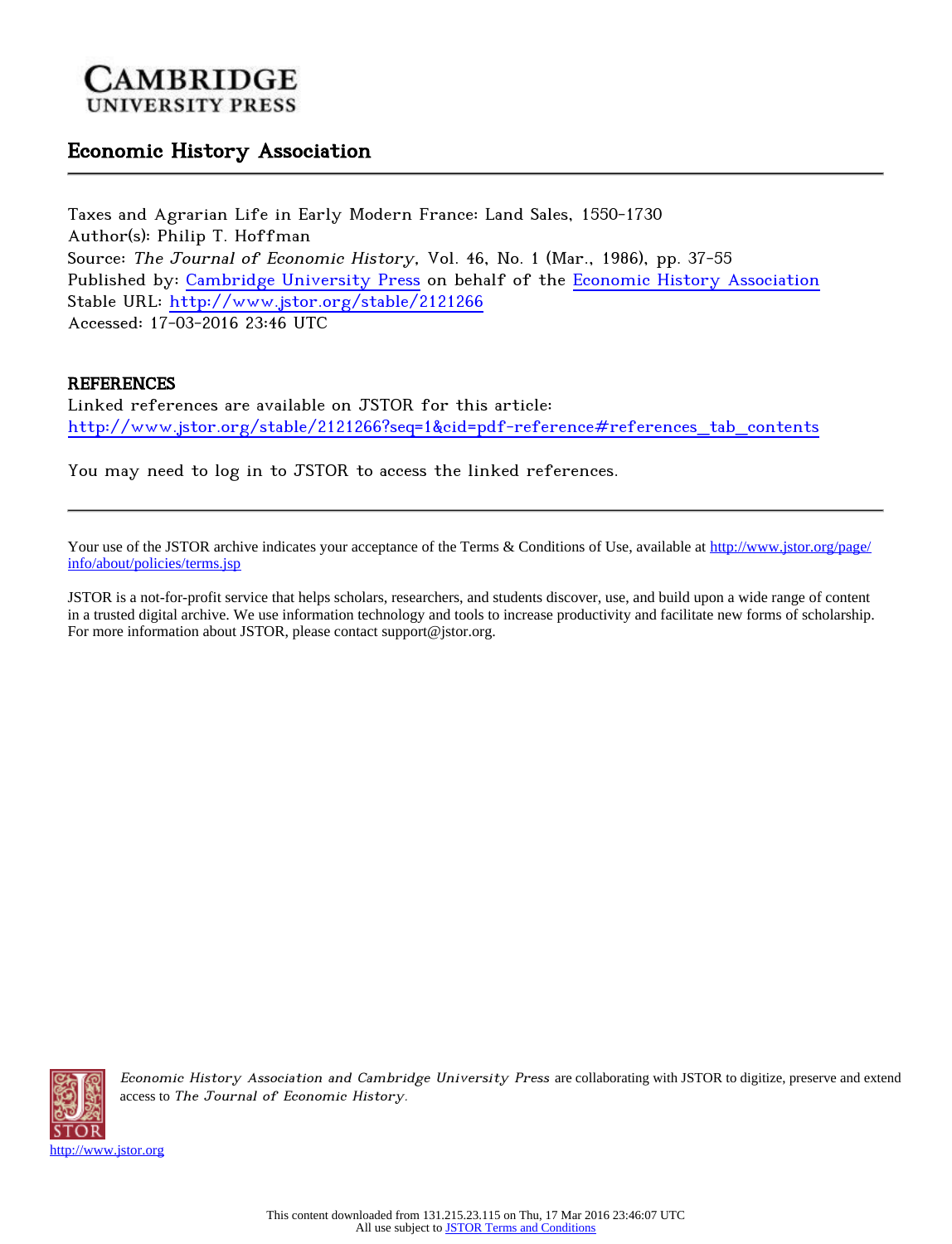CAMBRIDGE
UNIVERSITY PRESS

## Economic History Association

Taxes and Agrarian Life in Early Modern France: Land Sales, 1550-1730
Author(s): Philip T. Hoffman
Source: *The Journal of Economic History*, Vol. 46, No. 1 (Mar., 1986), pp. 37-55
Published by: Cambridge University Press on behalf of the Economic History Association
Stable URL: http://www.jstor.org/stable/2121266
Accessed: 17-03-2016 23:46 UTC

### REFERENCES

Linked references are available on JSTOR for this article:
http://www.jstor.org/stable/2121266?seq=1&cid=pdf-reference#references_tab_contents

You may need to log in to JSTOR to access the linked references.

---

Your use of the JSTOR archive indicates your acceptance of the Terms & Conditions of Use, available at http://www.jstor.org/page/info/about/policies/terms.jsp

JSTOR is a not-for-profit service that helps scholars, researchers, and students discover, use, and build upon a wide range of content in a trusted digital archive. We use information technology and tools to increase productivity and facilitate new forms of scholarship. For more information about JSTOR, please contact support@jstor.org.

*Economic History Association and Cambridge University Press* are collaborating with JSTOR to digitize, preserve and extend access to *The Journal of Economic History*.

http://www.jstor.org

This content downloaded from 131.215.23.115 on Thu, 17 Mar 2016 23:46:07 UTC
All use subject to JSTOR Terms and Conditions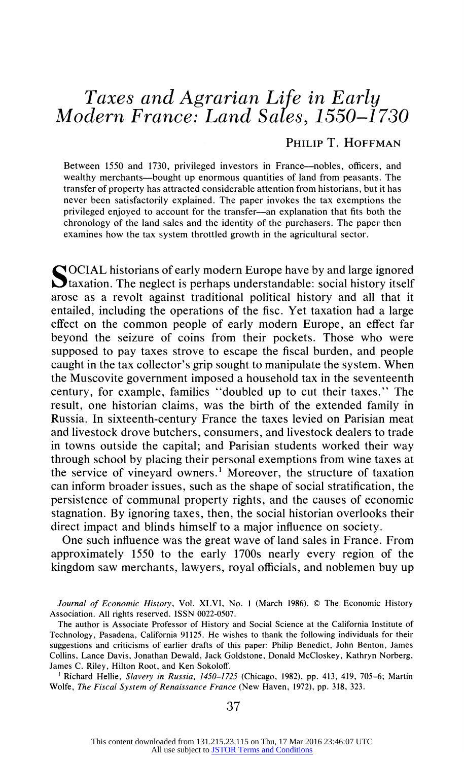# Taxes and Agrarian Life in Early Modern France: Land Sales, 1550–1730

**PHILIP T. HOFFMAN**

Between 1550 and 1730, privileged investors in France—nobles, officers, and wealthy merchants—bought up enormous quantities of land from peasants. The transfer of property has attracted considerable attention from historians, but it has never been satisfactorily explained. The paper invokes the tax exemptions the privileged enjoyed to account for the transfer—an explanation that fits both the chronology of the land sales and the identity of the purchasers. The paper then examines how the tax system throttled growth in the agricultural sector.

SOCIAL historians of early modern Europe have by and large ignored taxation. The neglect is perhaps understandable: social history itself arose as a revolt against traditional political history and all that it entailed, including the operations of the fisc. Yet taxation had a large effect on the common people of early modern Europe, an effect far beyond the seizure of coins from their pockets. Those who were supposed to pay taxes strove to escape the fiscal burden, and people caught in the tax collector's grip sought to manipulate the system. When the Muscovite government imposed a household tax in the seventeenth century, for example, families "doubled up to cut their taxes." The result, one historian claims, was the birth of the extended family in Russia. In sixteenth-century France the taxes levied on Parisian meat and livestock drove butchers, consumers, and livestock dealers to trade in towns outside the capital; and Parisian students worked their way through school by placing their personal exemptions from wine taxes at the service of vineyard owners.[1] Moreover, the structure of taxation can inform broader issues, such as the shape of social stratification, the persistence of communal property rights, and the causes of economic stagnation. By ignoring taxes, then, the social historian overlooks their direct impact and blinds himself to a major influence on society.

One such influence was the great wave of land sales in France. From approximately 1550 to the early 1700s nearly every region of the kingdom saw merchants, lawyers, royal officials, and noblemen buy up

*Journal of Economic History*, Vol. XLVI, No. 1 (March 1986). © The Economic History Association. All rights reserved. ISSN 0022-0507.

The author is Associate Professor of History and Social Science at the California Institute of Technology, Pasadena, California 91125. He wishes to thank the following individuals for their suggestions and criticisms of earlier drafts of this paper: Philip Benedict, John Benton, James Collins, Lance Davis, Jonathan Dewald, Jack Goldstone, Donald McCloskey, Kathryn Norberg, James C. Riley, Hilton Root, and Ken Sokoloff.

[1] Richard Hellie, *Slavery in Russia, 1450–1725* (Chicago, 1982), pp. 413, 419, 705–6; Martin Wolfe, *The Fiscal System of Renaissance France* (New Haven, 1972), pp. 318, 323.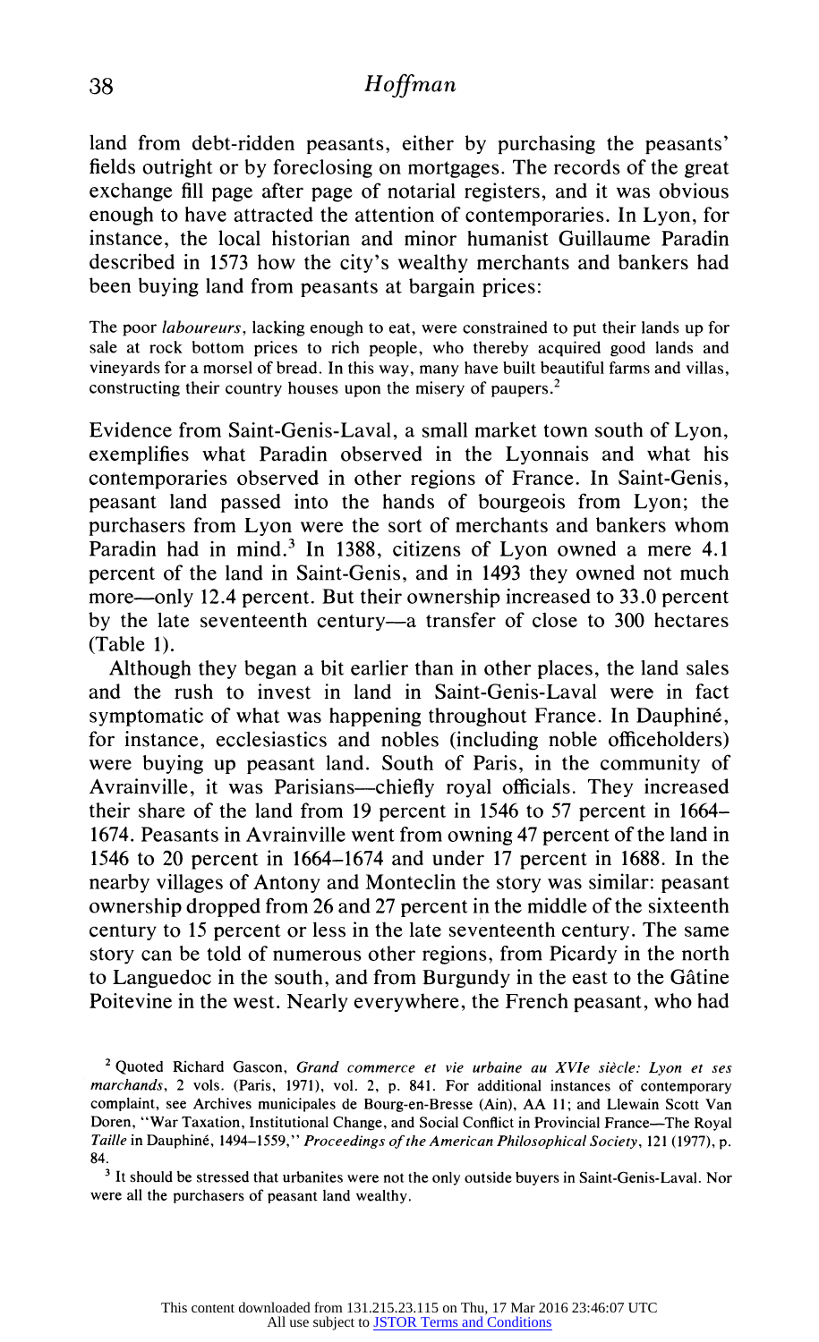land from debt-ridden peasants, either by purchasing the peasants' fields outright or by foreclosing on mortgages. The records of the great exchange fill page after page of notarial registers, and it was obvious enough to have attracted the attention of contemporaries. In Lyon, for instance, the local historian and minor humanist Guillaume Paradin described in 1573 how the city's wealthy merchants and bankers had been buying land from peasants at bargain prices:

> The poor *laboureurs*, lacking enough to eat, were constrained to put their lands up for sale at rock bottom prices to rich people, who thereby acquired good lands and vineyards for a morsel of bread. In this way, many have built beautiful farms and villas, constructing their country houses upon the misery of paupers.[2]

Evidence from Saint-Genis-Laval, a small market town south of Lyon, exemplifies what Paradin observed in the Lyonnais and what his contemporaries observed in other regions of France. In Saint-Genis, peasant land passed into the hands of bourgeois from Lyon; the purchasers from Lyon were the sort of merchants and bankers whom Paradin had in mind.[3] In 1388, citizens of Lyon owned a mere 4.1 percent of the land in Saint-Genis, and in 1493 they owned not much more—only 12.4 percent. But their ownership increased to 33.0 percent by the late seventeenth century—a transfer of close to 300 hectares (Table 1).

Although they began a bit earlier than in other places, the land sales and the rush to invest in land in Saint-Genis-Laval were in fact symptomatic of what was happening throughout France. In Dauphiné, for instance, ecclesiastics and nobles (including noble officeholders) were buying up peasant land. South of Paris, in the community of Avrainville, it was Parisians—chiefly royal officials. They increased their share of the land from 19 percent in 1546 to 57 percent in 1664–1674. Peasants in Avrainville went from owning 47 percent of the land in 1546 to 20 percent in 1664–1674 and under 17 percent in 1688. In the nearby villages of Antony and Monteclin the story was similar: peasant ownership dropped from 26 and 27 percent in the middle of the sixteenth century to 15 percent or less in the late seventeenth century. The same story can be told of numerous other regions, from Picardy in the north to Languedoc in the south, and from Burgundy in the east to the Gâtine Poitevine in the west. Nearly everywhere, the French peasant, who had

---

[2] Quoted Richard Gascon, *Grand commerce et vie urbaine au XVIe siècle: Lyon et ses marchands*, 2 vols. (Paris, 1971), vol. 2, p. 841. For additional instances of contemporary complaint, see Archives municipales de Bourg-en-Bresse (Ain), AA 11; and Llewain Scott Van Doren, "War Taxation, Institutional Change, and Social Conflict in Provincial France—The Royal *Taille* in Dauphiné, 1494–1559," *Proceedings of the American Philosophical Society*, 121 (1977), p. 84.

[3] It should be stressed that urbanites were not the only outside buyers in Saint-Genis-Laval. Nor were all the purchasers of peasant land wealthy.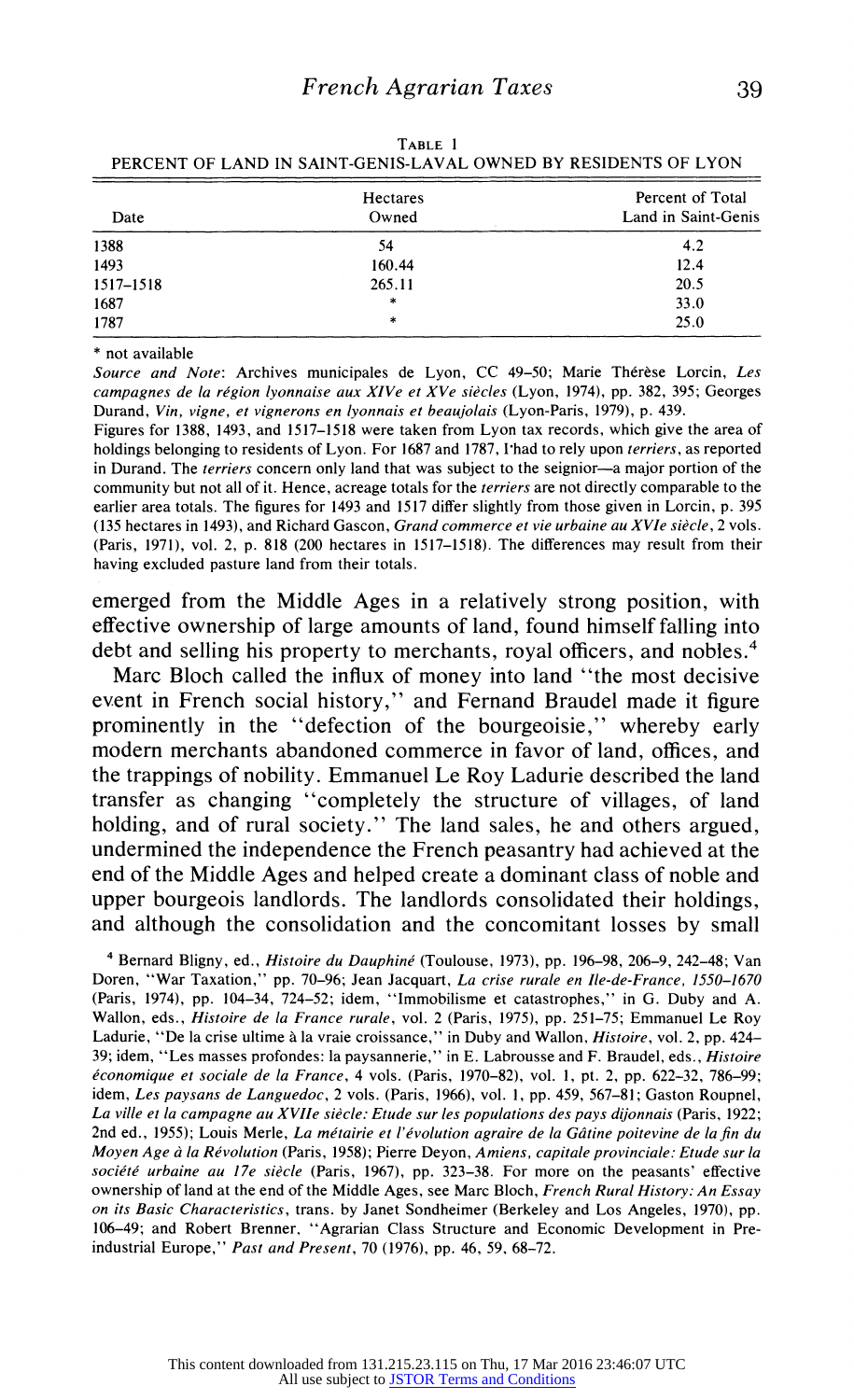TABLE 1
PERCENT OF LAND IN SAINT-GENIS-LAVAL OWNED BY RESIDENTS OF LYON

| Date | Hectares Owned | Percent of Total Land in Saint-Genis |
|---|---|---|
| 1388 | 54 | 4.2 |
| 1493 | 160.44 | 12.4 |
| 1517–1518 | 265.11 | 20.5 |
| 1687 | * | 33.0 |
| 1787 | * | 25.0 |

\* not available

*Source and Note*: Archives municipales de Lyon, CC 49–50; Marie Thérèse Lorcin, *Les campagnes de la région lyonnaise aux XIVe et XVe siècles* (Lyon, 1974), pp. 382, 395; Georges Durand, *Vin, vigne, et vignerons en lyonnais et beaujolais* (Lyon-Paris, 1979), p. 439.

Figures for 1388, 1493, and 1517–1518 were taken from Lyon tax records, which give the area of holdings belonging to residents of Lyon. For 1687 and 1787, I had to rely upon *terriers*, as reported in Durand. The *terriers* concern only land that was subject to the seignior—a major portion of the community but not all of it. Hence, acreage totals for the *terriers* are not directly comparable to the earlier area totals. The figures for 1493 and 1517 differ slightly from those given in Lorcin, p. 395 (135 hectares in 1493), and Richard Gascon, *Grand commerce et vie urbaine au XVIe siècle*, 2 vols. (Paris, 1971), vol. 2, p. 818 (200 hectares in 1517–1518). The differences may result from their having excluded pasture land from their totals.

emerged from the Middle Ages in a relatively strong position, with effective ownership of large amounts of land, found himself falling into debt and selling his property to merchants, royal officers, and nobles.[4]

Marc Bloch called the influx of money into land "the most decisive event in French social history," and Fernand Braudel made it figure prominently in the "defection of the bourgeoisie," whereby early modern merchants abandoned commerce in favor of land, offices, and the trappings of nobility. Emmanuel Le Roy Ladurie described the land transfer as changing "completely the structure of villages, of land holding, and of rural society." The land sales, he and others argued, undermined the independence the French peasantry had achieved at the end of the Middle Ages and helped create a dominant class of noble and upper bourgeois landlords. The landlords consolidated their holdings, and although the consolidation and the concomitant losses by small

[4] Bernard Bligny, ed., *Histoire du Dauphiné* (Toulouse, 1973), pp. 196–98, 206–9, 242–48; Van Doren, "War Taxation," pp. 70–96; Jean Jacquart, *La crise rurale en Ile-de-France, 1550–1670* (Paris, 1974), pp. 104–34, 724–52; idem, "Immobilisme et catastrophes," in G. Duby and A. Wallon, eds., *Histoire de la France rurale*, vol. 2 (Paris, 1975), pp. 251–75; Emmanuel Le Roy Ladurie, "De la crise ultime à la vraie croissance," in Duby and Wallon, *Histoire*, vol. 2, pp. 424–39; idem, "Les masses profondes: la paysannerie," in E. Labrousse and F. Braudel, eds., *Histoire économique et sociale de la France*, 4 vols. (Paris, 1970–82), vol. 1, pt. 2, pp. 622–32, 786–99; idem, *Les paysans de Languedoc*, 2 vols. (Paris, 1966), vol. 1, pp. 459, 567–81; Gaston Roupnel, *La ville et la campagne au XVIIe siècle: Etude sur les populations des pays dijonnais* (Paris, 1922; 2nd ed., 1955); Louis Merle, *La métairie et l'évolution agraire de la Gâtine poitevine de la fin du Moyen Age à la Révolution* (Paris, 1958); Pierre Deyon, *Amiens, capitale provinciale: Etude sur la société urbaine au 17e siècle* (Paris, 1967), pp. 323–38. For more on the peasants' effective ownership of land at the end of the Middle Ages, see Marc Bloch, *French Rural History: An Essay on its Basic Characteristics*, trans. by Janet Sondheimer (Berkeley and Los Angeles, 1970), pp. 106–49; and Robert Brenner, "Agrarian Class Structure and Economic Development in Pre-industrial Europe," *Past and Present*, 70 (1976), pp. 46, 59, 68–72.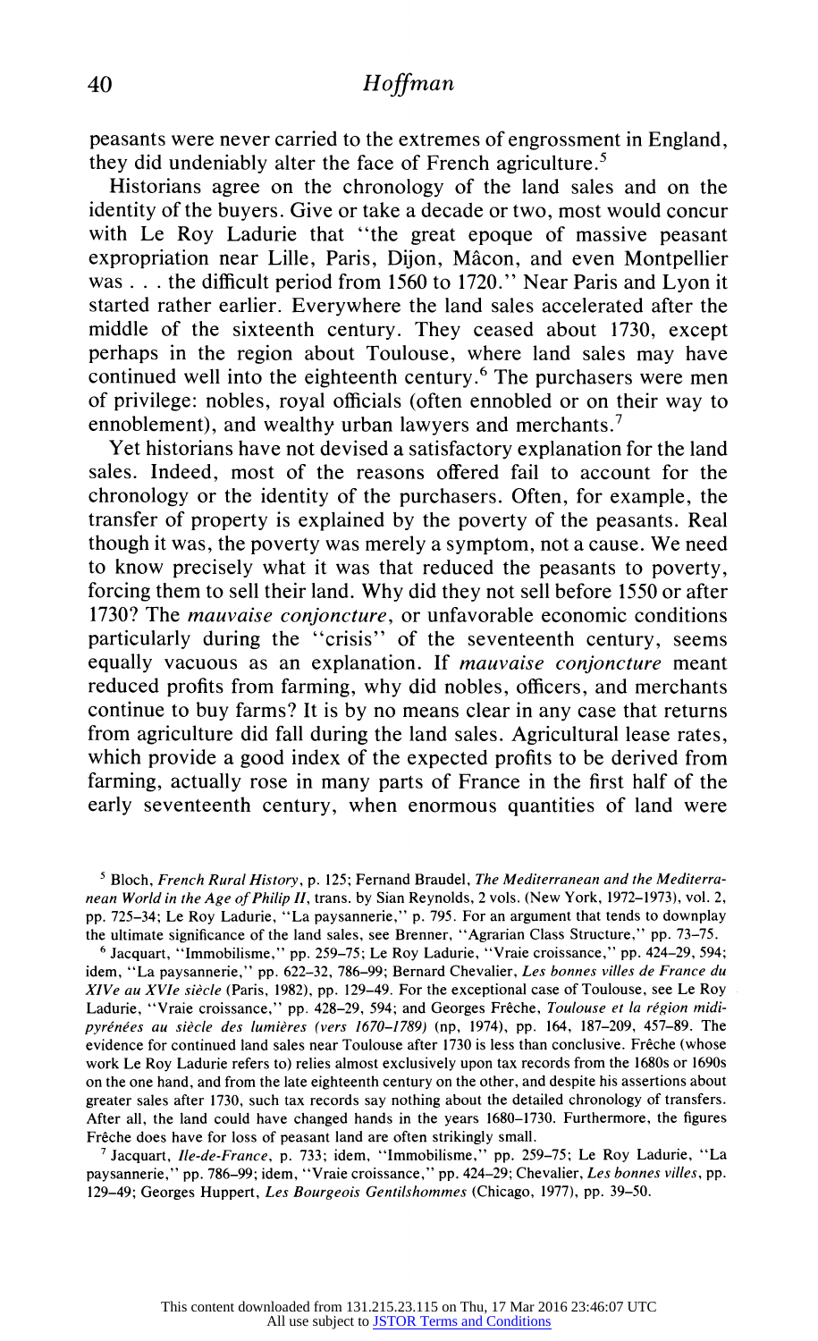peasants were never carried to the extremes of engrossment in England, they did undeniably alter the face of French agriculture.[5]

Historians agree on the chronology of the land sales and on the identity of the buyers. Give or take a decade or two, most would concur with Le Roy Ladurie that "the great epoque of massive peasant expropriation near Lille, Paris, Dijon, Mâcon, and even Montpellier was . . . the difficult period from 1560 to 1720." Near Paris and Lyon it started rather earlier. Everywhere the land sales accelerated after the middle of the sixteenth century. They ceased about 1730, except perhaps in the region about Toulouse, where land sales may have continued well into the eighteenth century.[6] The purchasers were men of privilege: nobles, royal officials (often ennobled or on their way to ennoblement), and wealthy urban lawyers and merchants.[7]

Yet historians have not devised a satisfactory explanation for the land sales. Indeed, most of the reasons offered fail to account for the chronology or the identity of the purchasers. Often, for example, the transfer of property is explained by the poverty of the peasants. Real though it was, the poverty was merely a symptom, not a cause. We need to know precisely what it was that reduced the peasants to poverty, forcing them to sell their land. Why did they not sell before 1550 or after 1730? The *mauvaise conjoncture*, or unfavorable economic conditions particularly during the "crisis" of the seventeenth century, seems equally vacuous as an explanation. If *mauvaise conjoncture* meant reduced profits from farming, why did nobles, officers, and merchants continue to buy farms? It is by no means clear in any case that returns from agriculture did fall during the land sales. Agricultural lease rates, which provide a good index of the expected profits to be derived from farming, actually rose in many parts of France in the first half of the early seventeenth century, when enormous quantities of land were

[5] Bloch, *French Rural History*, p. 125; Fernand Braudel, *The Mediterranean and the Mediterranean World in the Age of Philip II*, trans. by Sian Reynolds, 2 vols. (New York, 1972–1973), vol. 2, pp. 725–34; Le Roy Ladurie, "La paysannerie," p. 795. For an argument that tends to downplay the ultimate significance of the land sales, see Brenner, "Agrarian Class Structure," pp. 73–75.

[6] Jacquart, "Immobilisme," pp. 259–75; Le Roy Ladurie, "Vraie croissance," pp. 424–29, 594; idem, "La paysannerie," pp. 622–32, 786–99; Bernard Chevalier, *Les bonnes villes de France du XIVe au XVIe siècle* (Paris, 1982), pp. 129–49. For the exceptional case of Toulouse, see Le Roy Ladurie, "Vraie croissance," pp. 428–29, 594; and Georges Frêche, *Toulouse et la région midi-pyrénées au siècle des lumières (vers 1670–1789)* (np, 1974), pp. 164, 187–209, 457–89. The evidence for continued land sales near Toulouse after 1730 is less than conclusive. Frêche (whose work Le Roy Ladurie refers to) relies almost exclusively upon tax records from the 1680s or 1690s on the one hand, and from the late eighteenth century on the other, and despite his assertions about greater sales after 1730, such tax records say nothing about the detailed chronology of transfers. After all, the land could have changed hands in the years 1680–1730. Furthermore, the figures Frêche does have for loss of peasant land are often strikingly small.

[7] Jacquart, *Ile-de-France*, p. 733; idem, "Immobilisme," pp. 259–75; Le Roy Ladurie, "La paysannerie," pp. 786–99; idem, "Vraie croissance," pp. 424–29; Chevalier, *Les bonnes villes*, pp. 129–49; Georges Huppert, *Les Bourgeois Gentilshommes* (Chicago, 1977), pp. 39–50.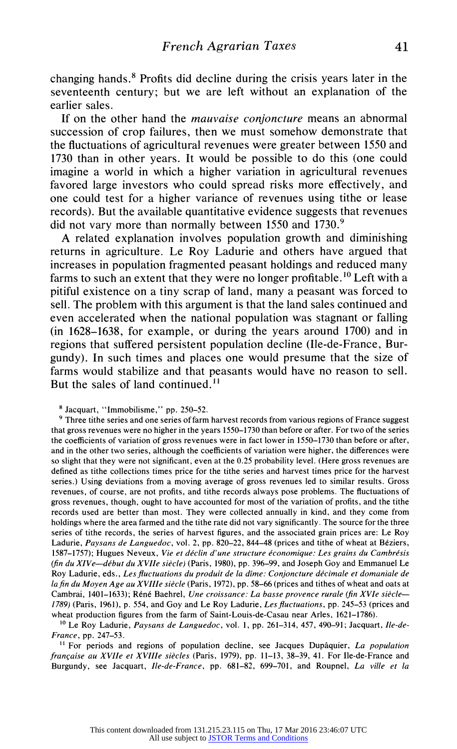changing hands.[8] Profits did decline during the crisis years later in the seventeenth century; but we are left without an explanation of the earlier sales.

If on the other hand the *mauvaise conjoncture* means an abnormal succession of crop failures, then we must somehow demonstrate that the fluctuations of agricultural revenues were greater between 1550 and 1730 than in other years. It would be possible to do this (one could imagine a world in which a higher variation in agricultural revenues favored large investors who could spread risks more effectively, and one could test for a higher variance of revenues using tithe or lease records). But the available quantitative evidence suggests that revenues did not vary more than normally between 1550 and 1730.[9]

A related explanation involves population growth and diminishing returns in agriculture. Le Roy Ladurie and others have argued that increases in population fragmented peasant holdings and reduced many farms to such an extent that they were no longer profitable.[10] Left with a pitiful existence on a tiny scrap of land, many a peasant was forced to sell. The problem with this argument is that the land sales continued and even accelerated when the national population was stagnant or falling (in 1628–1638, for example, or during the years around 1700) and in regions that suffered persistent population decline (Ile-de-France, Burgundy). In such times and places one would presume that the size of farms would stabilize and that peasants would have no reason to sell. But the sales of land continued.[11]

---

[8] Jacquart, "Immobilisme," pp. 250–52.

[9] Three tithe series and one series of farm harvest records from various regions of France suggest that gross revenues were no higher in the years 1550–1730 than before or after. For two of the series the coefficients of variation of gross revenues were in fact lower in 1550–1730 than before or after, and in the other two series, although the coefficients of variation were higher, the differences were so slight that they were not significant, even at the 0.25 probability level. (Here gross revenues are defined as tithe collections times price for the tithe series and harvest times price for the harvest series.) Using deviations from a moving average of gross revenues led to similar results. Gross revenues, of course, are not profits, and tithe records always pose problems. The fluctuations of gross revenues, though, ought to have accounted for most of the variation of profits, and the tithe records used are better than most. They were collected annually in kind, and they come from holdings where the area farmed and the tithe rate did not vary significantly. The source for the three series of tithe records, the series of harvest figures, and the associated grain prices are: Le Roy Ladurie, *Paysans de Languedoc*, vol. 2, pp. 820–22, 844–48 (prices and tithe of wheat at Béziers, 1587–1757); Hugues Neveux, *Vie et déclin d'une structure économique: Les grains du Cambrésis (fin du XIVe—début du XVIIe siècle)* (Paris, 1980), pp. 396–99, and Joseph Goy and Emmanuel Le Roy Ladurie, eds., *Les fluctuations du produit de la dîme: Conjoncture décimale et domaniale de la fin du Moyen Age au XVIIIe siècle* (Paris, 1972), pp. 58–66 (prices and tithes of wheat and oats at Cambrai, 1401–1633); Réné Baehrel, *Une croissance: La basse provence rurale (fin XVIe siècle—1789)* (Paris, 1961), p. 554, and Goy and Le Roy Ladurie, *Les fluctuations*, pp. 245–53 (prices and wheat production figures from the farm of Saint-Louis-de-Casau near Arles, 1621–1786).

[10] Le Roy Ladurie, *Paysans de Languedoc*, vol. 1, pp. 261–314, 457, 490–91; Jacquart, *Ile-de-France*, pp. 247–53.

[11] For periods and regions of population decline, see Jacques Dupâquier, *La population française au XVIIe et XVIIIe siècles* (Paris, 1979), pp. 11–13, 38–39, 41. For Ile-de-France and Burgundy, see Jacquart, *Ile-de-France*, pp. 681–82, 699–701, and Roupnel, *La ville et la*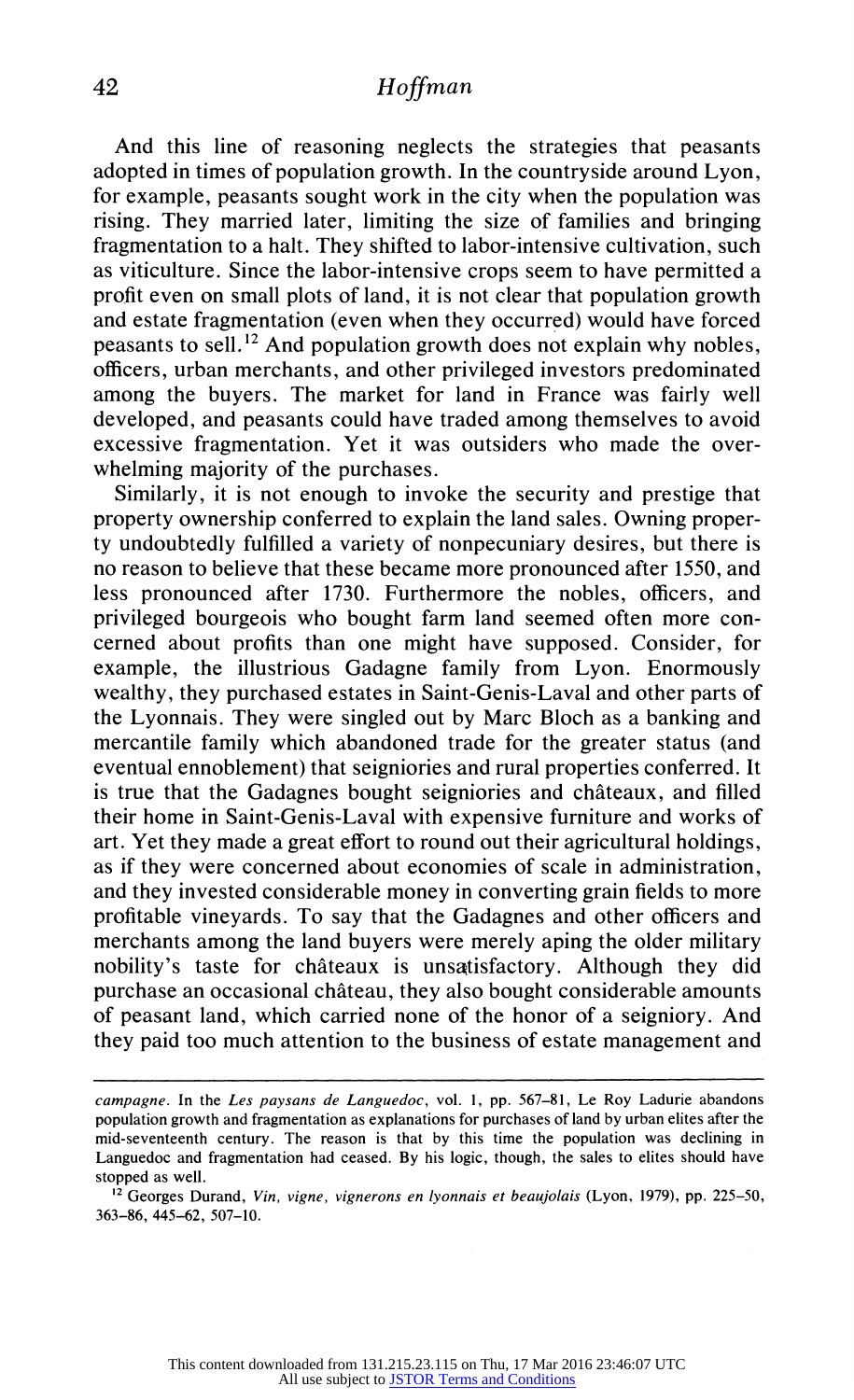And this line of reasoning neglects the strategies that peasants adopted in times of population growth. In the countryside around Lyon, for example, peasants sought work in the city when the population was rising. They married later, limiting the size of families and bringing fragmentation to a halt. They shifted to labor-intensive cultivation, such as viticulture. Since the labor-intensive crops seem to have permitted a profit even on small plots of land, it is not clear that population growth and estate fragmentation (even when they occurred) would have forced peasants to sell.[12] And population growth does not explain why nobles, officers, urban merchants, and other privileged investors predominated among the buyers. The market for land in France was fairly well developed, and peasants could have traded among themselves to avoid excessive fragmentation. Yet it was outsiders who made the overwhelming majority of the purchases.

Similarly, it is not enough to invoke the security and prestige that property ownership conferred to explain the land sales. Owning property undoubtedly fulfilled a variety of nonpecuniary desires, but there is no reason to believe that these became more pronounced after 1550, and less pronounced after 1730. Furthermore the nobles, officers, and privileged bourgeois who bought farm land seemed often more concerned about profits than one might have supposed. Consider, for example, the illustrious Gadagne family from Lyon. Enormously wealthy, they purchased estates in Saint-Genis-Laval and other parts of the Lyonnais. They were singled out by Marc Bloch as a banking and mercantile family which abandoned trade for the greater status (and eventual ennoblement) that seigniories and rural properties conferred. It is true that the Gadagnes bought seigniories and châteaux, and filled their home in Saint-Genis-Laval with expensive furniture and works of art. Yet they made a great effort to round out their agricultural holdings, as if they were concerned about economies of scale in administration, and they invested considerable money in converting grain fields to more profitable vineyards. To say that the Gadagnes and other officers and merchants among the land buyers were merely aping the older military nobility's taste for châteaux is unsatisfactory. Although they did purchase an occasional château, they also bought considerable amounts of peasant land, which carried none of the honor of a seigniory. And they paid too much attention to the business of estate management and

---

*campagne*. In the *Les paysans de Languedoc*, vol. 1, pp. 567–81, Le Roy Ladurie abandons population growth and fragmentation as explanations for purchases of land by urban elites after the mid-seventeenth century. The reason is that by this time the population was declining in Languedoc and fragmentation had ceased. By his logic, though, the sales to elites should have stopped as well.

[12] Georges Durand, *Vin, vigne, vignerons en lyonnais et beaujolais* (Lyon, 1979), pp. 225–50, 363–86, 445–62, 507–10.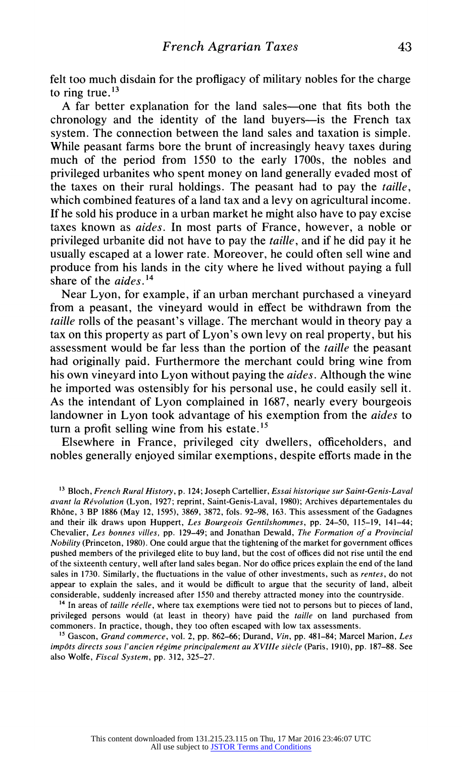felt too much disdain for the profligacy of military nobles for the charge to ring true.[13]

A far better explanation for the land sales—one that fits both the chronology and the identity of the land buyers—is the French tax system. The connection between the land sales and taxation is simple. While peasant farms bore the brunt of increasingly heavy taxes during much of the period from 1550 to the early 1700s, the nobles and privileged urbanites who spent money on land generally evaded most of the taxes on their rural holdings. The peasant had to pay the *taille*, which combined features of a land tax and a levy on agricultural income. If he sold his produce in a urban market he might also have to pay excise taxes known as *aides*. In most parts of France, however, a noble or privileged urbanite did not have to pay the *taille*, and if he did pay it he usually escaped at a lower rate. Moreover, he could often sell wine and produce from his lands in the city where he lived without paying a full share of the *aides*.[14]

Near Lyon, for example, if an urban merchant purchased a vineyard from a peasant, the vineyard would in effect be withdrawn from the *taille* rolls of the peasant's village. The merchant would in theory pay a tax on this property as part of Lyon's own levy on real property, but his assessment would be far less than the portion of the *taille* the peasant had originally paid. Furthermore the merchant could bring wine from his own vineyard into Lyon without paying the *aides*. Although the wine he imported was ostensibly for his personal use, he could easily sell it. As the intendant of Lyon complained in 1687, nearly every bourgeois landowner in Lyon took advantage of his exemption from the *aides* to turn a profit selling wine from his estate.[15]

Elsewhere in France, privileged city dwellers, officeholders, and nobles generally enjoyed similar exemptions, despite efforts made in the

[13] Bloch, *French Rural History*, p. 124; Joseph Cartellier, *Essai historique sur Saint-Genis-Laval avant la Révolution* (Lyon, 1927; reprint, Saint-Genis-Laval, 1980); Archives départementales du Rhône, 3 BP 1886 (May 12, 1595), 3869, 3872, fols. 92–98, 163. This assessment of the Gadagnes and their ilk draws upon Huppert, *Les Bourgeois Gentilshommes*, pp. 24–50, 115–19, 141–44; Chevalier, *Les bonnes villes*, pp. 129–49; and Jonathan Dewald, *The Formation of a Provincial Nobility* (Princeton, 1980). One could argue that the tightening of the market for government offices pushed members of the privileged elite to buy land, but the cost of offices did not rise until the end of the sixteenth century, well after land sales began. Nor do office prices explain the end of the land sales in 1730. Similarly, the fluctuations in the value of other investments, such as *rentes*, do not appear to explain the sales, and it would be difficult to argue that the security of land, albeit considerable, suddenly increased after 1550 and thereby attracted money into the countryside.

[14] In areas of *taille réelle*, where tax exemptions were tied not to persons but to pieces of land, privileged persons would (at least in theory) have paid the *taille* on land purchased from commoners. In practice, though, they too often escaped with low tax assessments.

[15] Gascon, *Grand commerce*, vol. 2, pp. 862–66; Durand, *Vin*, pp. 481–84; Marcel Marion, *Les impôts directs sous l'ancien régime principalement au XVIIIe siècle* (Paris, 1910), pp. 187–88. See also Wolfe, *Fiscal System*, pp. 312, 325–27.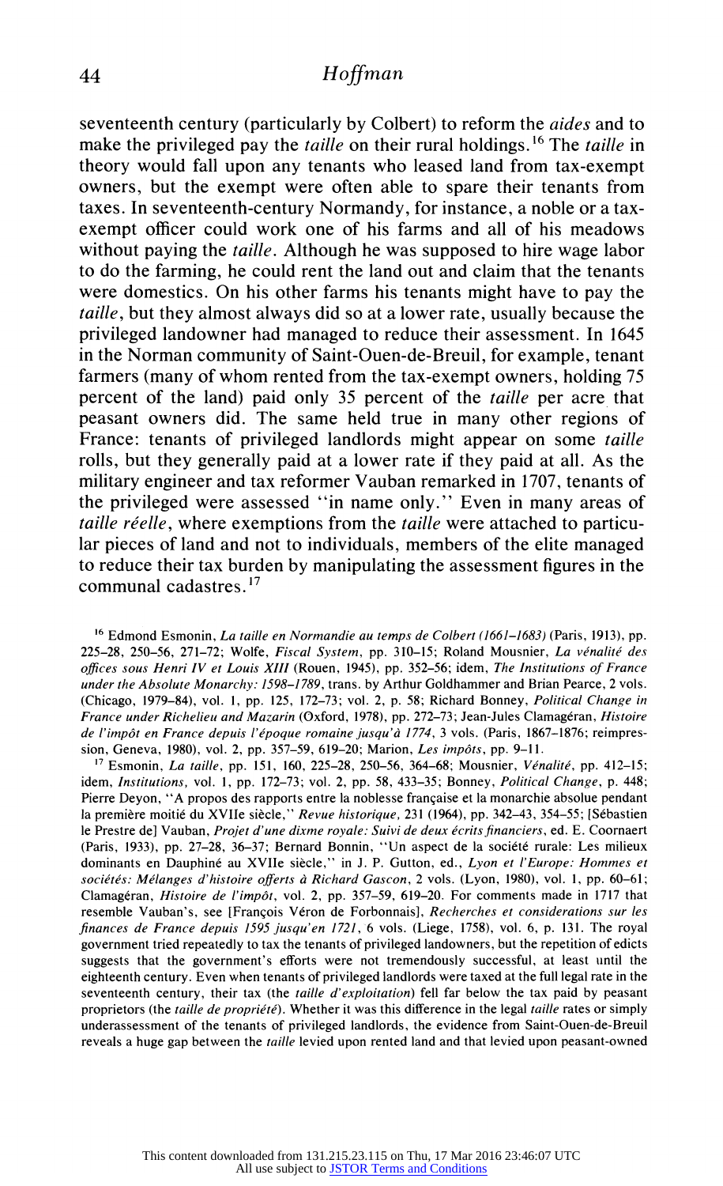seventeenth century (particularly by Colbert) to reform the *aides* and to make the privileged pay the *taille* on their rural holdings.[16] The *taille* in theory would fall upon any tenants who leased land from tax-exempt owners, but the exempt were often able to spare their tenants from taxes. In seventeenth-century Normandy, for instance, a noble or a tax-exempt officer could work one of his farms and all of his meadows without paying the *taille*. Although he was supposed to hire wage labor to do the farming, he could rent the land out and claim that the tenants were domestics. On his other farms his tenants might have to pay the *taille*, but they almost always did so at a lower rate, usually because the privileged landowner had managed to reduce their assessment. In 1645 in the Norman community of Saint-Ouen-de-Breuil, for example, tenant farmers (many of whom rented from the tax-exempt owners, holding 75 percent of the land) paid only 35 percent of the *taille* per acre that peasant owners did. The same held true in many other regions of France: tenants of privileged landlords might appear on some *taille* rolls, but they generally paid at a lower rate if they paid at all. As the military engineer and tax reformer Vauban remarked in 1707, tenants of the privileged were assessed "in name only." Even in many areas of *taille réelle*, where exemptions from the *taille* were attached to particular pieces of land and not to individuals, members of the elite managed to reduce their tax burden by manipulating the assessment figures in the communal cadastres.[17]

[16] Edmond Esmonin, *La taille en Normandie au temps de Colbert (1661–1683)* (Paris, 1913), pp. 225–28, 250–56, 271–72; Wolfe, *Fiscal System*, pp. 310–15; Roland Mousnier, *La vénalité des offices sous Henri IV et Louis XIII* (Rouen, 1945), pp. 352–56; idem, *The Institutions of France under the Absolute Monarchy: 1598–1789*, trans. by Arthur Goldhammer and Brian Pearce, 2 vols. (Chicago, 1979–84), vol. 1, pp. 125, 172–73; vol. 2, p. 58; Richard Bonney, *Political Change in France under Richelieu and Mazarin* (Oxford, 1978), pp. 272–73; Jean-Jules Clamagéran, *Histoire de l'impôt en France depuis l'époque romaine jusqu'à 1774*, 3 vols. (Paris, 1867–1876; reimpression, Geneva, 1980), vol. 2, pp. 357–59, 619–20; Marion, *Les impôts*, pp. 9–11.

[17] Esmonin, *La taille*, pp. 151, 160, 225–28, 250–56, 364–68; Mousnier, *Vénalité*, pp. 412–15; idem, *Institutions*, vol. 1, pp. 172–73; vol. 2, pp. 58, 433–35; Bonney, *Political Change*, p. 448; Pierre Deyon, "A propos des rapports entre la noblesse française et la monarchie absolue pendant la première moitié du XVIIe siècle," *Revue historique*, 231 (1964), pp. 342–43, 354–55; [Sébastien le Prestre de] Vauban, *Projet d'une dixme royale: Suivi de deux écrits financiers*, ed. E. Coornaert (Paris, 1933), pp. 27–28, 36–37; Bernard Bonnin, "Un aspect de la société rurale: Les milieux dominants en Dauphiné au XVIIe siècle," in J. P. Gutton, ed., *Lyon et l'Europe: Hommes et sociétés: Mélanges d'histoire offerts à Richard Gascon*, 2 vols. (Lyon, 1980), vol. 1, pp. 60–61; Clamagéran, *Histoire de l'impôt*, vol. 2, pp. 357–59, 619–20. For comments made in 1717 that resemble Vauban's, see [François Véron de Forbonnais], *Recherches et considerations sur les finances de France depuis 1595 jusqu'en 1721*, 6 vols. (Liege, 1758), vol. 6, p. 131. The royal government tried repeatedly to tax the tenants of privileged landowners, but the repetition of edicts suggests that the government's efforts were not tremendously successful, at least until the eighteenth century. Even when tenants of privileged landlords were taxed at the full legal rate in the seventeenth century, their tax (the *taille d'exploitation*) fell far below the tax paid by peasant proprietors (the *taille de propriété*). Whether it was this difference in the legal *taille* rates or simply underassessment of the tenants of privileged landlords, the evidence from Saint-Ouen-de-Breuil reveals a huge gap between the *taille* levied upon rented land and that levied upon peasant-owned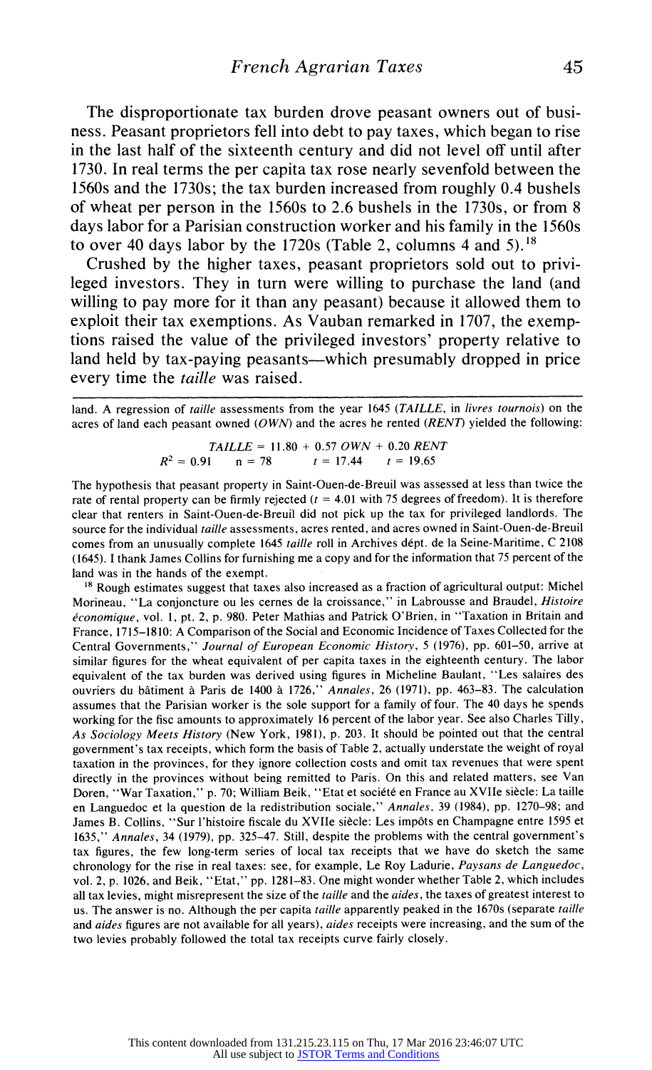The disproportionate tax burden drove peasant owners out of business. Peasant proprietors fell into debt to pay taxes, which began to rise in the last half of the sixteenth century and did not level off until after 1730. In real terms the per capita tax rose nearly sevenfold between the 1560s and the 1730s; the tax burden increased from roughly 0.4 bushels of wheat per person in the 1560s to 2.6 bushels in the 1730s, or from 8 days labor for a Parisian construction worker and his family in the 1560s to over 40 days labor by the 1720s (Table 2, columns 4 and 5).[18]

Crushed by the higher taxes, peasant proprietors sold out to privileged investors. They in turn were willing to purchase the land (and willing to pay more for it than any peasant) because it allowed them to exploit their tax exemptions. As Vauban remarked in 1707, the exemptions raised the value of the privileged investors' property relative to land held by tax-paying peasants—which presumably dropped in price every time the *taille* was raised.

---

land. A regression of *taille* assessments from the year 1645 (*TAILLE*, in *livres tournois*) on the acres of land each peasant owned (*OWN*) and the acres he rented (*RENT*) yielded the following:

$$TAILLE = 11.80 + 0.57\ OWN + 0.20\ RENT$$

$$R^2 = 0.91 \qquad n = 78 \qquad t = 17.44 \qquad t = 19.65$$

The hypothesis that peasant property in Saint-Ouen-de-Breuil was assessed at less than twice the rate of rental property can be firmly rejected ($t = 4.01$ with 75 degrees of freedom). It is therefore clear that renters in Saint-Ouen-de-Breuil did not pick up the tax for privileged landlords. The source for the individual *taille* assessments, acres rented, and acres owned in Saint-Ouen-de-Breuil comes from an unusually complete 1645 *taille* roll in Archives dépt. de la Seine-Maritime, C 2108 (1645). I thank James Collins for furnishing me a copy and for the information that 75 percent of the land was in the hands of the exempt.

[18] Rough estimates suggest that taxes also increased as a fraction of agricultural output: Michel Morineau, "La conjoncture ou les cernes de la croissance," in Labrousse and Braudel, *Histoire économique*, vol. 1, pt. 2, p. 980. Peter Mathias and Patrick O'Brien, in "Taxation in Britain and France, 1715–1810: A Comparison of the Social and Economic Incidence of Taxes Collected for the Central Governments," *Journal of European Economic History*, 5 (1976), pp. 601–50, arrive at similar figures for the wheat equivalent of per capita taxes in the eighteenth century. The labor equivalent of the tax burden was derived using figures in Micheline Baulant, "Les salaires des ouvriers du bâtiment à Paris de 1400 à 1726," *Annales*, 26 (1971), pp. 463–83. The calculation assumes that the Parisian worker is the sole support for a family of four. The 40 days he spends working for the fisc amounts to approximately 16 percent of the labor year. See also Charles Tilly, *As Sociology Meets History* (New York, 1981), p. 203. It should be pointed out that the central government's tax receipts, which form the basis of Table 2, actually understate the weight of royal taxation in the provinces, for they ignore collection costs and omit tax revenues that were spent directly in the provinces without being remitted to Paris. On this and related matters, see Van Doren, "War Taxation," p. 70; William Beik, "Etat et société en France au XVIIe siècle: La taille en Languedoc et la question de la redistribution sociale," *Annales*, 39 (1984), pp. 1270–98; and James B. Collins, "Sur l'histoire fiscale du XVIIe siècle: Les impôts en Champagne entre 1595 et 1635," *Annales*, 34 (1979), pp. 325–47. Still, despite the problems with the central government's tax figures, the few long-term series of local tax receipts that we have do sketch the same chronology for the rise in real taxes: see, for example, Le Roy Ladurie, *Paysans de Languedoc*, vol. 2, p. 1026, and Beik, "Etat," pp. 1281–83. One might wonder whether Table 2, which includes all tax levies, might misrepresent the size of the *taille* and the *aides*, the taxes of greatest interest to us. The answer is no. Although the per capita *taille* apparently peaked in the 1670s (separate *taille* and *aides* figures are not available for all years), *aides* receipts were increasing, and the sum of the two levies probably followed the total tax receipts curve fairly closely.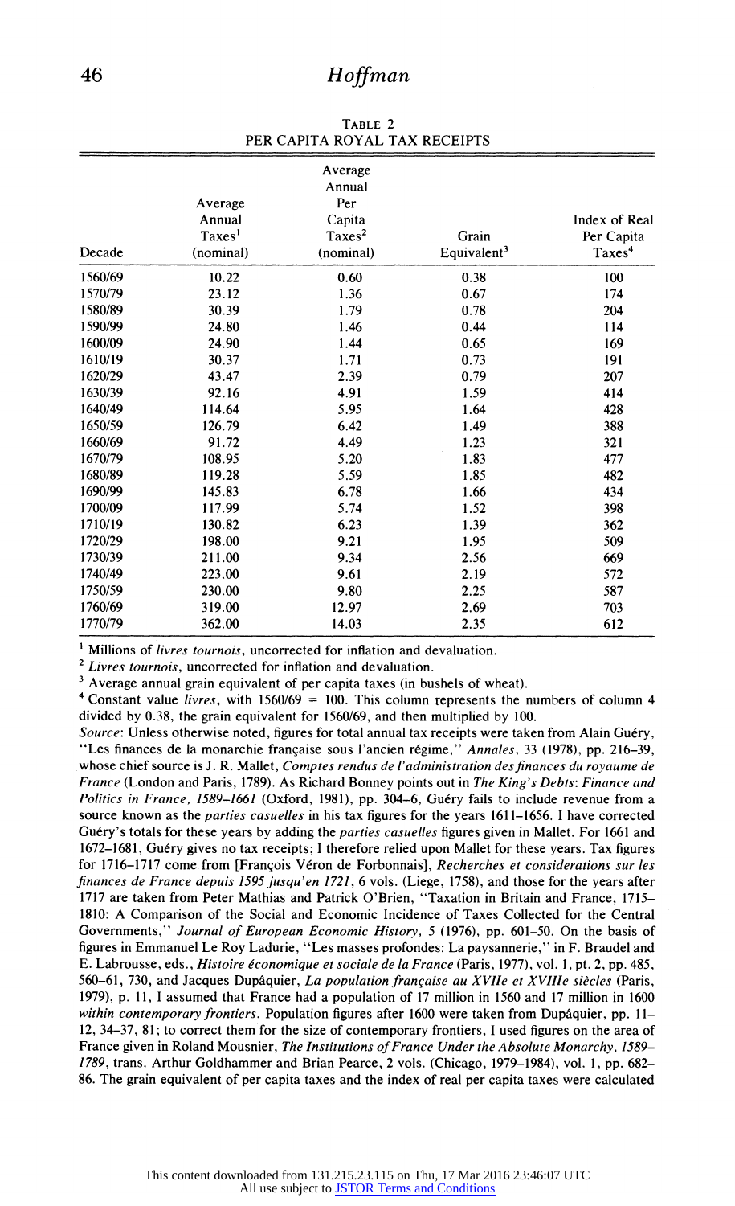Table 2
PER CAPITA ROYAL TAX RECEIPTS

| Decade | Average Annual Taxes[1] (nominal) | Average Annual Per Capita Taxes[2] (nominal) | Grain Equivalent[3] | Index of Real Per Capita Taxes[4] |
|---|---|---|---|---|
| 1560/69 | 10.22 | 0.60 | 0.38 | 100 |
| 1570/79 | 23.12 | 1.36 | 0.67 | 174 |
| 1580/89 | 30.39 | 1.79 | 0.78 | 204 |
| 1590/99 | 24.80 | 1.46 | 0.44 | 114 |
| 1600/09 | 24.90 | 1.44 | 0.65 | 169 |
| 1610/19 | 30.37 | 1.71 | 0.73 | 191 |
| 1620/29 | 43.47 | 2.39 | 0.79 | 207 |
| 1630/39 | 92.16 | 4.91 | 1.59 | 414 |
| 1640/49 | 114.64 | 5.95 | 1.64 | 428 |
| 1650/59 | 126.79 | 6.42 | 1.49 | 388 |
| 1660/69 | 91.72 | 4.49 | 1.23 | 321 |
| 1670/79 | 108.95 | 5.20 | 1.83 | 477 |
| 1680/89 | 119.28 | 5.59 | 1.85 | 482 |
| 1690/99 | 145.83 | 6.78 | 1.66 | 434 |
| 1700/09 | 117.99 | 5.74 | 1.52 | 398 |
| 1710/19 | 130.82 | 6.23 | 1.39 | 362 |
| 1720/29 | 198.00 | 9.21 | 1.95 | 509 |
| 1730/39 | 211.00 | 9.34 | 2.56 | 669 |
| 1740/49 | 223.00 | 9.61 | 2.19 | 572 |
| 1750/59 | 230.00 | 9.80 | 2.25 | 587 |
| 1760/69 | 319.00 | 12.97 | 2.69 | 703 |
| 1770/79 | 362.00 | 14.03 | 2.35 | 612 |

[1] Millions of *livres tournois*, uncorrected for inflation and devaluation.

[2] *Livres tournois*, uncorrected for inflation and devaluation.

[3] Average annual grain equivalent of per capita taxes (in bushels of wheat).

[4] Constant value *livres*, with 1560/69 = 100. This column represents the numbers of column 4 divided by 0.38, the grain equivalent for 1560/69, and then multiplied by 100.

*Source*: Unless otherwise noted, figures for total annual tax receipts were taken from Alain Guéry, "Les finances de la monarchie française sous l'ancien régime," *Annales*, 33 (1978), pp. 216–39, whose chief source is J. R. Mallet, *Comptes rendus de l'administration des finances du royaume de France* (London and Paris, 1789). As Richard Bonney points out in *The King's Debts: Finance and Politics in France, 1589–1661* (Oxford, 1981), pp. 304–6, Guéry fails to include revenue from a source known as the *parties casuelles* in his tax figures for the years 1611–1656. I have corrected Guéry's totals for these years by adding the *parties casuelles* figures given in Mallet. For 1661 and 1672–1681, Guéry gives no tax receipts; I therefore relied upon Mallet for these years. Tax figures for 1716–1717 come from [François Véron de Forbonnais], *Recherches et considerations sur les finances de France depuis 1595 jusqu'en 1721*, 6 vols. (Liege, 1758), and those for the years after 1717 are taken from Peter Mathias and Patrick O'Brien, "Taxation in Britain and France, 1715–1810: A Comparison of the Social and Economic Incidence of Taxes Collected for the Central Governments," *Journal of European Economic History*, 5 (1976), pp. 601–50. On the basis of figures in Emmanuel Le Roy Ladurie, "Les masses profondes: La paysannerie," in F. Braudel and E. Labrousse, eds., *Histoire économique et sociale de la France* (Paris, 1977), vol. 1, pt. 2, pp. 485, 560–61, 730, and Jacques Dupâquier, *La population française au XVIIe et XVIIIe siècles* (Paris, 1979), p. 11, I assumed that France had a population of 17 million in 1560 and 17 million in 1600 *within contemporary frontiers*. Population figures after 1600 were taken from Dupâquier, pp. 11–12, 34–37, 81; to correct them for the size of contemporary frontiers, I used figures on the area of France given in Roland Mousnier, *The Institutions of France Under the Absolute Monarchy, 1589–1789*, trans. Arthur Goldhammer and Brian Pearce, 2 vols. (Chicago, 1979–1984), vol. 1, pp. 682–86. The grain equivalent of per capita taxes and the index of real per capita taxes were calculated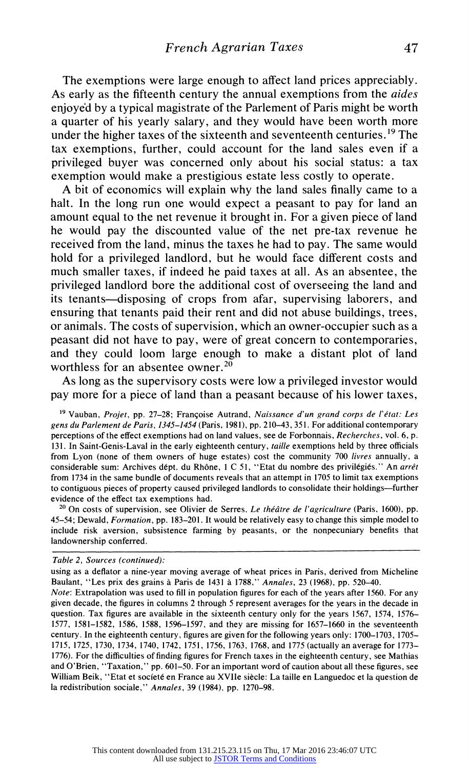The exemptions were large enough to affect land prices appreciably. As early as the fifteenth century the annual exemptions from the *aides* enjoyed by a typical magistrate of the Parlement of Paris might be worth a quarter of his yearly salary, and they would have been worth more under the higher taxes of the sixteenth and seventeenth centuries.[19] The tax exemptions, further, could account for the land sales even if a privileged buyer was concerned only about his social status: a tax exemption would make a prestigious estate less costly to operate.

A bit of economics will explain why the land sales finally came to a halt. In the long run one would expect a peasant to pay for land an amount equal to the net revenue it brought in. For a given piece of land he would pay the discounted value of the net pre-tax revenue he received from the land, minus the taxes he had to pay. The same would hold for a privileged landlord, but he would face different costs and much smaller taxes, if indeed he paid taxes at all. As an absentee, the privileged landlord bore the additional cost of overseeing the land and its tenants—disposing of crops from afar, supervising laborers, and ensuring that tenants paid their rent and did not abuse buildings, trees, or animals. The costs of supervision, which an owner-occupier such as a peasant did not have to pay, were of great concern to contemporaries, and they could loom large enough to make a distant plot of land worthless for an absentee owner.[20]

As long as the supervisory costs were low a privileged investor would pay more for a piece of land than a peasant because of his lower taxes,

[19] Vauban, *Projet*, pp. 27–28; Françoise Autrand, *Naissance d'un grand corps de l'état: Les gens du Parlement de Paris, 1345–1454* (Paris, 1981), pp. 210–43, 351. For additional contemporary perceptions of the effect exemptions had on land values, see de Forbonnais, *Recherches*, vol. 6, p. 131. In Saint-Genis-Laval in the early eighteenth century, *taille* exemptions held by three officials from Lyon (none of them owners of huge estates) cost the community 700 *livres* annually, a considerable sum: Archives dépt. du Rhône, 1 C 51, "Etat du nombre des privilégiés." An *arrêt* from 1734 in the same bundle of documents reveals that an attempt in 1705 to limit tax exemptions to contiguous pieces of property caused privileged landlords to consolidate their holdings—further evidence of the effect tax exemptions had.

[20] On costs of supervision, see Olivier de Serres, *Le théâtre de l'agriculture* (Paris, 1600), pp. 45–54; Dewald, *Formation*, pp. 183–201. It would be relatively easy to change this simple model to include risk aversion, subsistence farming by peasants, or the nonpecuniary benefits that landownership conferred.

*Table 2, Sources (continued):*

using as a deflator a nine-year moving average of wheat prices in Paris, derived from Micheline Baulant, "Les prix des grains à Paris de 1431 à 1788," *Annales*, 23 (1968), pp. 520–40.

*Note*: Extrapolation was used to fill in population figures for each of the years after 1560. For any given decade, the figures in columns 2 through 5 represent averages for the years in the decade in question. Tax figures are available in the sixteenth century only for the years 1567, 1574, 1576–1577, 1581–1582, 1586, 1588, 1596–1597, and they are missing for 1657–1660 in the seventeenth century. In the eighteenth century, figures are given for the following years only: 1700–1703, 1705–1715, 1725, 1730, 1734, 1740, 1742, 1751, 1756, 1763, 1768, and 1775 (actually an average for 1773–1776). For the difficulties of finding figures for French taxes in the eighteenth century, see Mathias and O'Brien, "Taxation," pp. 601–50. For an important word of caution about all these figures, see William Beik, "Etat et société en France au XVIIe siècle: La taille en Languedoc et la question de la redistribution sociale," *Annales*, 39 (1984), pp. 1270–98.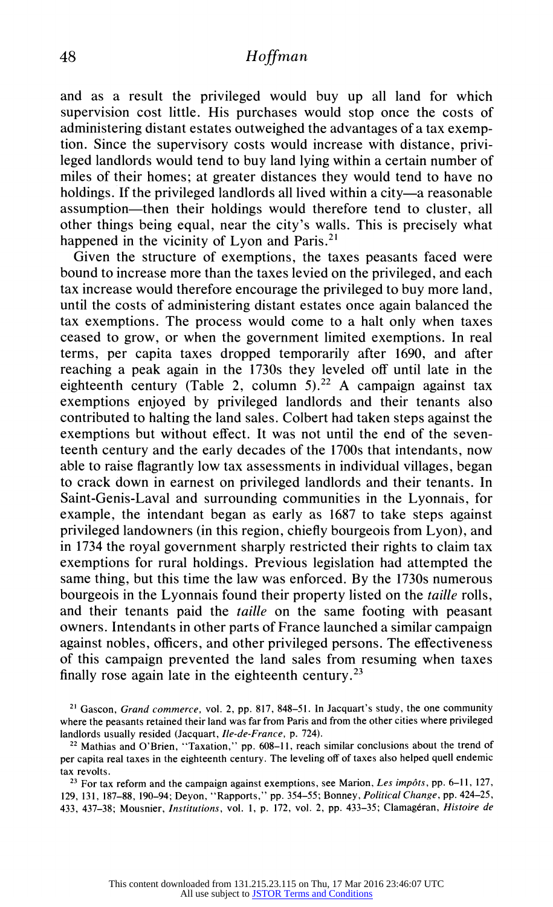and as a result the privileged would buy up all land for which supervision cost little. His purchases would stop once the costs of administering distant estates outweighed the advantages of a tax exemption. Since the supervisory costs would increase with distance, privileged landlords would tend to buy land lying within a certain number of miles of their homes; at greater distances they would tend to have no holdings. If the privileged landlords all lived within a city—a reasonable assumption—then their holdings would therefore tend to cluster, all other things being equal, near the city's walls. This is precisely what happened in the vicinity of Lyon and Paris.[21]

Given the structure of exemptions, the taxes peasants faced were bound to increase more than the taxes levied on the privileged, and each tax increase would therefore encourage the privileged to buy more land, until the costs of administering distant estates once again balanced the tax exemptions. The process would come to a halt only when taxes ceased to grow, or when the government limited exemptions. In real terms, per capita taxes dropped temporarily after 1690, and after reaching a peak again in the 1730s they leveled off until late in the eighteenth century (Table 2, column 5).[22] A campaign against tax exemptions enjoyed by privileged landlords and their tenants also contributed to halting the land sales. Colbert had taken steps against the exemptions but without effect. It was not until the end of the seventeenth century and the early decades of the 1700s that intendants, now able to raise flagrantly low tax assessments in individual villages, began to crack down in earnest on privileged landlords and their tenants. In Saint-Genis-Laval and surrounding communities in the Lyonnais, for example, the intendant began as early as 1687 to take steps against privileged landowners (in this region, chiefly bourgeois from Lyon), and in 1734 the royal government sharply restricted their rights to claim tax exemptions for rural holdings. Previous legislation had attempted the same thing, but this time the law was enforced. By the 1730s numerous bourgeois in the Lyonnais found their property listed on the *taille* rolls, and their tenants paid the *taille* on the same footing with peasant owners. Intendants in other parts of France launched a similar campaign against nobles, officers, and other privileged persons. The effectiveness of this campaign prevented the land sales from resuming when taxes finally rose again late in the eighteenth century.[23]

[21] Gascon, *Grand commerce*, vol. 2, pp. 817, 848–51. In Jacquart's study, the one community where the peasants retained their land was far from Paris and from the other cities where privileged landlords usually resided (Jacquart, *Ile-de-France*, p. 724).

[22] Mathias and O'Brien, "Taxation," pp. 608–11, reach similar conclusions about the trend of per capita real taxes in the eighteenth century. The leveling off of taxes also helped quell endemic tax revolts.

[23] For tax reform and the campaign against exemptions, see Marion, *Les impôts*, pp. 6–11, 127, 129, 131, 187–88, 190–94; Deyon, "Rapports," pp. 354–55; Bonney, *Political Change*, pp. 424–25, 433, 437–38; Mousnier, *Institutions*, vol. 1, p. 172, vol. 2, pp. 433–35; Clamagéran, *Histoire de*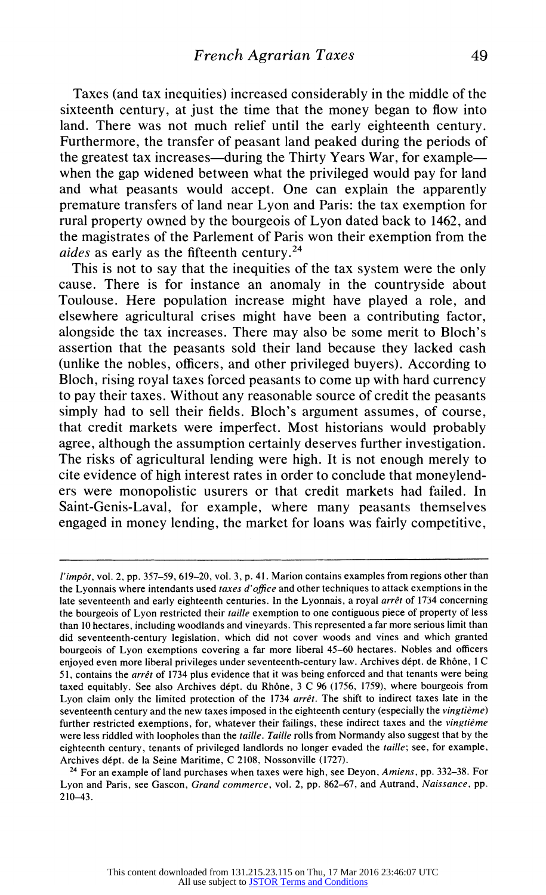Taxes (and tax inequities) increased considerably in the middle of the sixteenth century, at just the time that the money began to flow into land. There was not much relief until the early eighteenth century. Furthermore, the transfer of peasant land peaked during the periods of the greatest tax increases—during the Thirty Years War, for example—when the gap widened between what the privileged would pay for land and what peasants would accept. One can explain the apparently premature transfers of land near Lyon and Paris: the tax exemption for rural property owned by the bourgeois of Lyon dated back to 1462, and the magistrates of the Parlement of Paris won their exemption from the *aides* as early as the fifteenth century.[24]

This is not to say that the inequities of the tax system were the only cause. There is for instance an anomaly in the countryside about Toulouse. Here population increase might have played a role, and elsewhere agricultural crises might have been a contributing factor, alongside the tax increases. There may also be some merit to Bloch's assertion that the peasants sold their land because they lacked cash (unlike the nobles, officers, and other privileged buyers). According to Bloch, rising royal taxes forced peasants to come up with hard currency to pay their taxes. Without any reasonable source of credit the peasants simply had to sell their fields. Bloch's argument assumes, of course, that credit markets were imperfect. Most historians would probably agree, although the assumption certainly deserves further investigation. The risks of agricultural lending were high. It is not enough merely to cite evidence of high interest rates in order to conclude that moneylenders were monopolistic usurers or that credit markets had failed. In Saint-Genis-Laval, for example, where many peasants themselves engaged in money lending, the market for loans was fairly competitive,

---

*l'impôt*, vol. 2, pp. 357–59, 619–20, vol. 3, p. 41. Marion contains examples from regions other than the Lyonnais where intendants used *taxes d'office* and other techniques to attack exemptions in the late seventeenth and early eighteenth centuries. In the Lyonnais, a royal *arrêt* of 1734 concerning the bourgeois of Lyon restricted their *taille* exemption to one contiguous piece of property of less than 10 hectares, including woodlands and vineyards. This represented a far more serious limit than did seventeenth-century legislation, which did not cover woods and vines and which granted bourgeois of Lyon exemptions covering a far more liberal 45–60 hectares. Nobles and officers enjoyed even more liberal privileges under seventeenth-century law. Archives dépt. de Rhône, 1 C 51, contains the *arrêt* of 1734 plus evidence that it was being enforced and that tenants were being taxed equitably. See also Archives dépt. du Rhône, 3 C 96 (1756, 1759), where bourgeois from Lyon claim only the limited protection of the 1734 *arrêt*. The shift to indirect taxes late in the seventeenth century and the new taxes imposed in the eighteenth century (especially the *vingtième*) further restricted exemptions, for, whatever their failings, these indirect taxes and the *vingtième* were less riddled with loopholes than the *taille*. *Taille* rolls from Normandy also suggest that by the eighteenth century, tenants of privileged landlords no longer evaded the *taille*; see, for example, Archives dépt. de la Seine Maritime, C 2108, Nossonville (1727).

[24] For an example of land purchases when taxes were high, see Deyon, *Amiens*, pp. 332–38. For Lyon and Paris, see Gascon, *Grand commerce*, vol. 2, pp. 862–67, and Autrand, *Naissance*, pp. 210–43.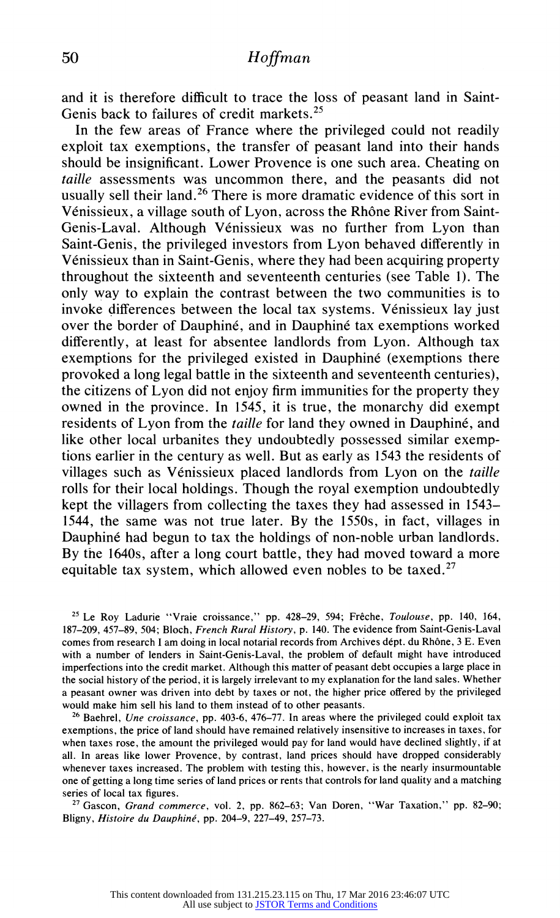and it is therefore difficult to trace the loss of peasant land in Saint-Genis back to failures of credit markets.[25]

In the few areas of France where the privileged could not readily exploit tax exemptions, the transfer of peasant land into their hands should be insignificant. Lower Provence is one such area. Cheating on *taille* assessments was uncommon there, and the peasants did not usually sell their land.[26] There is more dramatic evidence of this sort in Vénissieux, a village south of Lyon, across the Rhône River from Saint-Genis-Laval. Although Vénissieux was no further from Lyon than Saint-Genis, the privileged investors from Lyon behaved differently in Vénissieux than in Saint-Genis, where they had been acquiring property throughout the sixteenth and seventeenth centuries (see Table 1). The only way to explain the contrast between the two communities is to invoke differences between the local tax systems. Vénissieux lay just over the border of Dauphiné, and in Dauphiné tax exemptions worked differently, at least for absentee landlords from Lyon. Although tax exemptions for the privileged existed in Dauphiné (exemptions there provoked a long legal battle in the sixteenth and seventeenth centuries), the citizens of Lyon did not enjoy firm immunities for the property they owned in the province. In 1545, it is true, the monarchy did exempt residents of Lyon from the *taille* for land they owned in Dauphiné, and like other local urbanites they undoubtedly possessed similar exemptions earlier in the century as well. But as early as 1543 the residents of villages such as Vénissieux placed landlords from Lyon on the *taille* rolls for their local holdings. Though the royal exemption undoubtedly kept the villagers from collecting the taxes they had assessed in 1543–1544, the same was not true later. By the 1550s, in fact, villages in Dauphiné had begun to tax the holdings of non-noble urban landlords. By the 1640s, after a long court battle, they had moved toward a more equitable tax system, which allowed even nobles to be taxed.[27]

[25] Le Roy Ladurie "Vraie croissance," pp. 428–29, 594; Frêche, *Toulouse*, pp. 140, 164, 187–209, 457–89, 504; Bloch, *French Rural History*, p. 140. The evidence from Saint-Genis-Laval comes from research I am doing in local notarial records from Archives dépt. du Rhône, 3 E. Even with a number of lenders in Saint-Genis-Laval, the problem of default might have introduced imperfections into the credit market. Although this matter of peasant debt occupies a large place in the social history of the period, it is largely irrelevant to my explanation for the land sales. Whether a peasant owner was driven into debt by taxes or not, the higher price offered by the privileged would make him sell his land to them instead of to other peasants.

[26] Baehrel, *Une croissance*, pp. 403-6, 476–77. In areas where the privileged could exploit tax exemptions, the price of land should have remained relatively insensitive to increases in taxes, for when taxes rose, the amount the privileged would pay for land would have declined slightly, if at all. In areas like lower Provence, by contrast, land prices should have dropped considerably whenever taxes increased. The problem with testing this, however, is the nearly insurmountable one of getting a long time series of land prices or rents that controls for land quality and a matching series of local tax figures.

[27] Gascon, *Grand commerce*, vol. 2, pp. 862–63; Van Doren, "War Taxation," pp. 82–90; Bligny, *Histoire du Dauphiné*, pp. 204–9, 227–49, 257–73.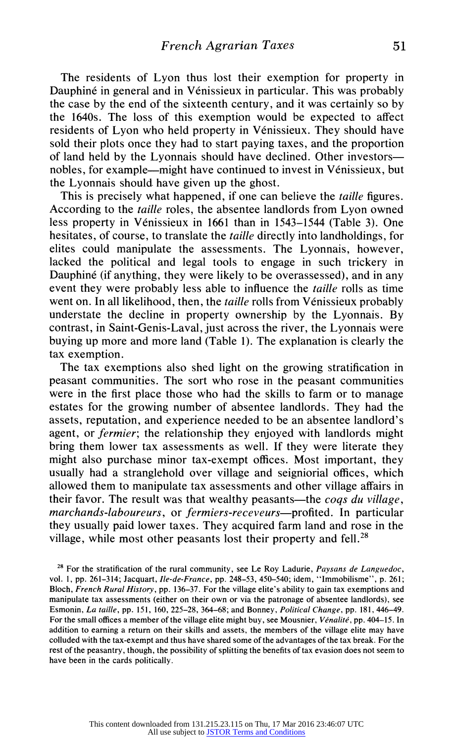The residents of Lyon thus lost their exemption for property in Dauphiné in general and in Vénissieux in particular. This was probably the case by the end of the sixteenth century, and it was certainly so by the 1640s. The loss of this exemption would be expected to affect residents of Lyon who held property in Vénissieux. They should have sold their plots once they had to start paying taxes, and the proportion of land held by the Lyonnais should have declined. Other investors—nobles, for example—might have continued to invest in Vénissieux, but the Lyonnais should have given up the ghost.

This is precisely what happened, if one can believe the *taille* figures. According to the *taille* roles, the absentee landlords from Lyon owned less property in Vénissieux in 1661 than in 1543–1544 (Table 3). One hesitates, of course, to translate the *taille* directly into landholdings, for elites could manipulate the assessments. The Lyonnais, however, lacked the political and legal tools to engage in such trickery in Dauphiné (if anything, they were likely to be overassessed), and in any event they were probably less able to influence the *taille* rolls as time went on. In all likelihood, then, the *taille* rolls from Vénissieux probably understate the decline in property ownership by the Lyonnais. By contrast, in Saint-Genis-Laval, just across the river, the Lyonnais were buying up more and more land (Table 1). The explanation is clearly the tax exemption.

The tax exemptions also shed light on the growing stratification in peasant communities. The sort who rose in the peasant communities were in the first place those who had the skills to farm or to manage estates for the growing number of absentee landlords. They had the assets, reputation, and experience needed to be an absentee landlord's agent, or *fermier*; the relationship they enjoyed with landlords might bring them lower tax assessments as well. If they were literate they might also purchase minor tax-exempt offices. Most important, they usually had a stranglehold over village and seigniorial offices, which allowed them to manipulate tax assessments and other village affairs in their favor. The result was that wealthy peasants—the *coqs du village*, *marchands-laboureurs*, or *fermiers-receveurs*—profited. In particular they usually paid lower taxes. They acquired farm land and rose in the village, while most other peasants lost their property and fell.[28]

[28] For the stratification of the rural community, see Le Roy Ladurie, *Paysans de Languedoc*, vol. 1, pp. 261–314; Jacquart, *Ile-de-France*, pp. 248–53, 450–540; idem, "Immobilisme", p. 261; Bloch, *French Rural History*, pp. 136–37. For the village elite's ability to gain tax exemptions and manipulate tax assessments (either on their own or via the patronage of absentee landlords), see Esmonin, *La taille*, pp. 151, 160, 225–28, 364–68; and Bonney, *Political Change*, pp. 181, 446–49. For the small offices a member of the village elite might buy, see Mousnier, *Vénalité*, pp. 404–15. In addition to earning a return on their skills and assets, the members of the village elite may have colluded with the tax-exempt and thus have shared some of the advantages of the tax break. For the rest of the peasantry, though, the possibility of splitting the benefits of tax evasion does not seem to have been in the cards politically.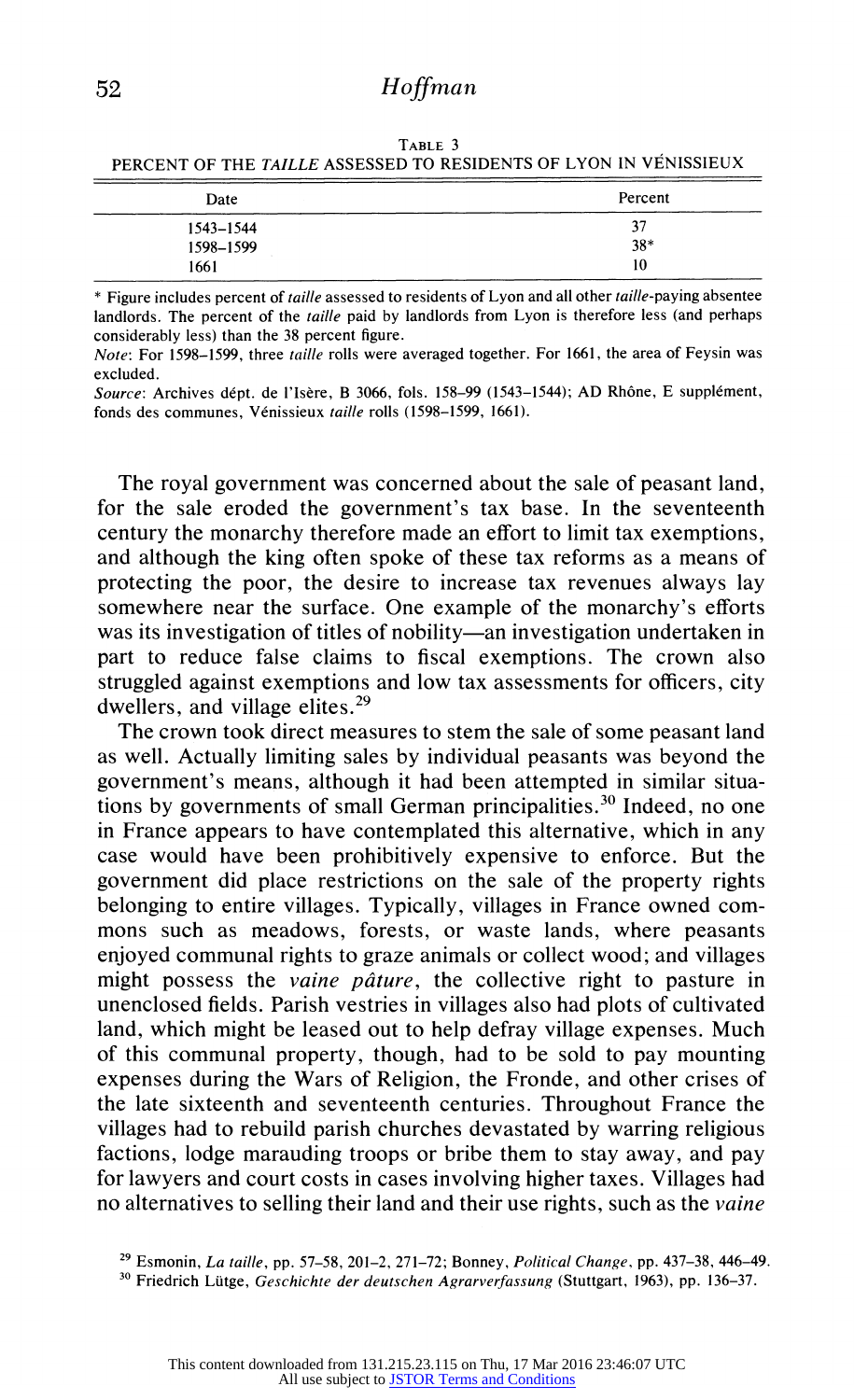TABLE 3
PERCENT OF THE *TAILLE* ASSESSED TO RESIDENTS OF LYON IN VÉNISSIEUX

| Date | Percent |
|---|---|
| 1543–1544 | 37 |
| 1598–1599 | 38* |
| 1661 | 10 |

* Figure includes percent of *taille* assessed to residents of Lyon and all other *taille*-paying absentee landlords. The percent of the *taille* paid by landlords from Lyon is therefore less (and perhaps considerably less) than the 38 percent figure.

*Note*: For 1598–1599, three *taille* rolls were averaged together. For 1661, the area of Feysin was excluded.

*Source*: Archives dépt. de l'Isère, B 3066, fols. 158–99 (1543–1544); AD Rhône, E supplément, fonds des communes, Vénissieux *taille* rolls (1598–1599, 1661).

The royal government was concerned about the sale of peasant land, for the sale eroded the government's tax base. In the seventeenth century the monarchy therefore made an effort to limit tax exemptions, and although the king often spoke of these tax reforms as a means of protecting the poor, the desire to increase tax revenues always lay somewhere near the surface. One example of the monarchy's efforts was its investigation of titles of nobility—an investigation undertaken in part to reduce false claims to fiscal exemptions. The crown also struggled against exemptions and low tax assessments for officers, city dwellers, and village elites.[29]

The crown took direct measures to stem the sale of some peasant land as well. Actually limiting sales by individual peasants was beyond the government's means, although it had been attempted in similar situations by governments of small German principalities.[30] Indeed, no one in France appears to have contemplated this alternative, which in any case would have been prohibitively expensive to enforce. But the government did place restrictions on the sale of the property rights belonging to entire villages. Typically, villages in France owned commons such as meadows, forests, or waste lands, where peasants enjoyed communal rights to graze animals or collect wood; and villages might possess the *vaine pâture*, the collective right to pasture in unenclosed fields. Parish vestries in villages also had plots of cultivated land, which might be leased out to help defray village expenses. Much of this communal property, though, had to be sold to pay mounting expenses during the Wars of Religion, the Fronde, and other crises of the late sixteenth and seventeenth centuries. Throughout France the villages had to rebuild parish churches devastated by warring religious factions, lodge marauding troops or bribe them to stay away, and pay for lawyers and court costs in cases involving higher taxes. Villages had no alternatives to selling their land and their use rights, such as the *vaine*

[29] Esmonin, *La taille*, pp. 57–58, 201–2, 271–72; Bonney, *Political Change*, pp. 437–38, 446–49.

[30] Friedrich Lütge, *Geschichte der deutschen Agrarverfassung* (Stuttgart, 1963), pp. 136–37.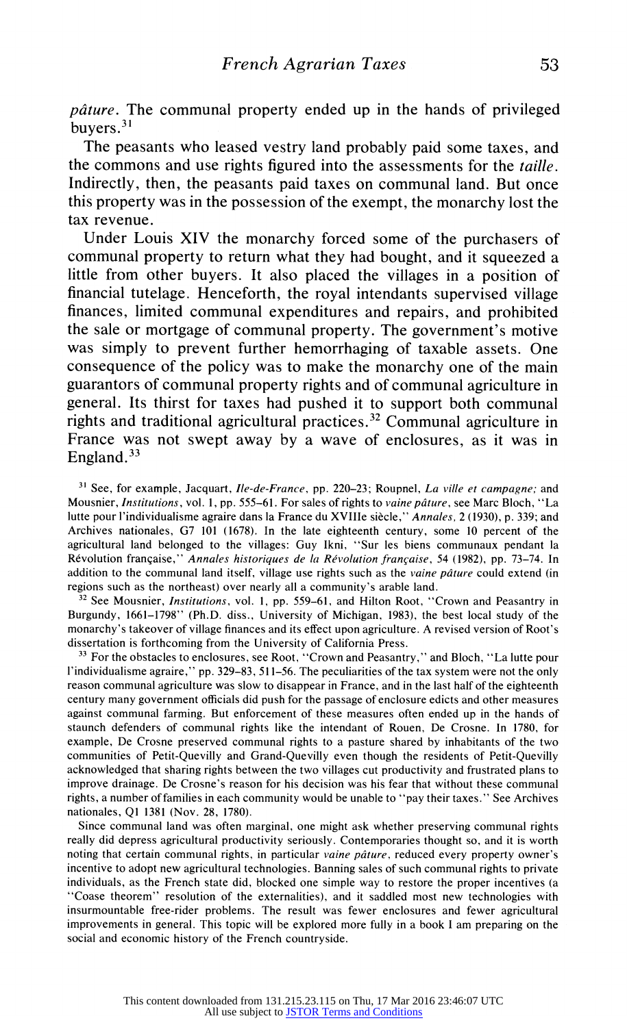*pâture*. The communal property ended up in the hands of privileged buyers.[31]

The peasants who leased vestry land probably paid some taxes, and the commons and use rights figured into the assessments for the *taille*. Indirectly, then, the peasants paid taxes on communal land. But once this property was in the possession of the exempt, the monarchy lost the tax revenue.

Under Louis XIV the monarchy forced some of the purchasers of communal property to return what they had bought, and it squeezed a little from other buyers. It also placed the villages in a position of financial tutelage. Henceforth, the royal intendants supervised village finances, limited communal expenditures and repairs, and prohibited the sale or mortgage of communal property. The government's motive was simply to prevent further hemorrhaging of taxable assets. One consequence of the policy was to make the monarchy one of the main guarantors of communal property rights and of communal agriculture in general. Its thirst for taxes had pushed it to support both communal rights and traditional agricultural practices.[32] Communal agriculture in France was not swept away by a wave of enclosures, as it was in England.[33]

[31] See, for example, Jacquart, *Ile-de-France*, pp. 220–23; Roupnel, *La ville et campagne;* and Mousnier, *Institutions*, vol. 1, pp. 555–61. For sales of rights to *vaine pâture*, see Marc Bloch, "La lutte pour l'individualisme agraire dans la France du XVIIIe siècle," *Annales*, 2 (1930), p. 339; and Archives nationales, G7 101 (1678). In the late eighteenth century, some 10 percent of the agricultural land belonged to the villages: Guy Ikni, "Sur les biens communaux pendant la Révolution française," *Annales historiques de la Révolution française*, 54 (1982), pp. 73–74. In addition to the communal land itself, village use rights such as the *vaine pâture* could extend (in regions such as the northeast) over nearly all a community's arable land.

[32] See Mousnier, *Institutions*, vol. 1, pp. 559–61, and Hilton Root, "Crown and Peasantry in Burgundy, 1661–1798" (Ph.D. diss., University of Michigan, 1983), the best local study of the monarchy's takeover of village finances and its effect upon agriculture. A revised version of Root's dissertation is forthcoming from the University of California Press.

[33] For the obstacles to enclosures, see Root, "Crown and Peasantry," and Bloch, "La lutte pour l'individualisme agraire," pp. 329–83, 511–56. The peculiarities of the tax system were not the only reason communal agriculture was slow to disappear in France, and in the last half of the eighteenth century many government officials did push for the passage of enclosure edicts and other measures against communal farming. But enforcement of these measures often ended up in the hands of staunch defenders of communal rights like the intendant of Rouen, De Crosne. In 1780, for example, De Crosne preserved communal rights to a pasture shared by inhabitants of the two communities of Petit-Quevilly and Grand-Quevilly even though the residents of Petit-Quevilly acknowledged that sharing rights between the two villages cut productivity and frustrated plans to improve drainage. De Crosne's reason for his decision was his fear that without these communal rights, a number of families in each community would be unable to "pay their taxes." See Archives nationales, Q1 1381 (Nov. 28, 1780).

Since communal land was often marginal, one might ask whether preserving communal rights really did depress agricultural productivity seriously. Contemporaries thought so, and it is worth noting that certain communal rights, in particular *vaine pâture*, reduced every property owner's incentive to adopt new agricultural technologies. Banning sales of such communal rights to private individuals, as the French state did, blocked one simple way to restore the proper incentives (a "Coase theorem" resolution of the externalities), and it saddled most new technologies with insurmountable free-rider problems. The result was fewer enclosures and fewer agricultural improvements in general. This topic will be explored more fully in a book I am preparing on the social and economic history of the French countryside.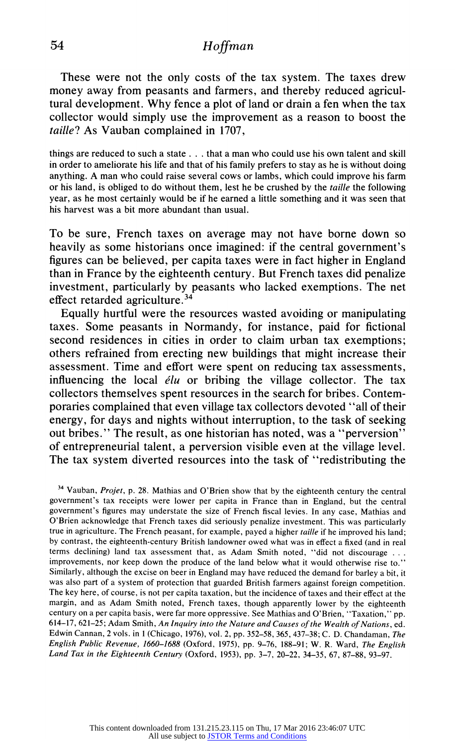These were not the only costs of the tax system. The taxes drew money away from peasants and farmers, and thereby reduced agricultural development. Why fence a plot of land or drain a fen when the tax collector would simply use the improvement as a reason to boost the *taille*? As Vauban complained in 1707,

> things are reduced to such a state . . . that a man who could use his own talent and skill in order to ameliorate his life and that of his family prefers to stay as he is without doing anything. A man who could raise several cows or lambs, which could improve his farm or his land, is obliged to do without them, lest he be crushed by the *taille* the following year, as he most certainly would be if he earned a little something and it was seen that his harvest was a bit more abundant than usual.

To be sure, French taxes on average may not have borne down so heavily as some historians once imagined: if the central government's figures can be believed, per capita taxes were in fact higher in England than in France by the eighteenth century. But French taxes did penalize investment, particularly by peasants who lacked exemptions. The net effect retarded agriculture.[34]

Equally hurtful were the resources wasted avoiding or manipulating taxes. Some peasants in Normandy, for instance, paid for fictional second residences in cities in order to claim urban tax exemptions; others refrained from erecting new buildings that might increase their assessment. Time and effort were spent on reducing tax assessments, influencing the local *élu* or bribing the village collector. The tax collectors themselves spent resources in the search for bribes. Contemporaries complained that even village tax collectors devoted "all of their energy, for days and nights without interruption, to the task of seeking out bribes." The result, as one historian has noted, was a "perversion" of entrepreneurial talent, a perversion visible even at the village level. The tax system diverted resources into the task of "redistributing the

[34] Vauban, *Projet*, p. 28. Mathias and O'Brien show that by the eighteenth century the central government's tax receipts were lower per capita in France than in England, but the central government's figures may understate the size of French fiscal levies. In any case, Mathias and O'Brien acknowledge that French taxes did seriously penalize investment. This was particularly true in agriculture. The French peasant, for example, payed a higher *taille* if he improved his land; by contrast, the eighteenth-century British landowner owed what was in effect a fixed (and in real terms declining) land tax assessment that, as Adam Smith noted, "did not discourage . . . improvements, nor keep down the produce of the land below what it would otherwise rise to." Similarly, although the excise on beer in England may have reduced the demand for barley a bit, it was also part of a system of protection that guarded British farmers against foreign competition. The key here, of course, is not per capita taxation, but the incidence of taxes and their effect at the margin, and as Adam Smith noted, French taxes, though apparently lower by the eighteenth century on a per capita basis, were far more oppressive. See Mathias and O'Brien, "Taxation," pp. 614–17, 621–25; Adam Smith, *An Inquiry into the Nature and Causes of the Wealth of Nations*, ed. Edwin Cannan, 2 vols. in 1 (Chicago, 1976), vol. 2, pp. 352–58, 365, 437–38; C. D. Chandaman, *The English Public Revenue, 1660–1688* (Oxford, 1975), pp. 9–76, 188–91; W. R. Ward, *The English Land Tax in the Eighteenth Century* (Oxford, 1953), pp. 3–7, 20–22, 34–35, 67, 87–88, 93–97.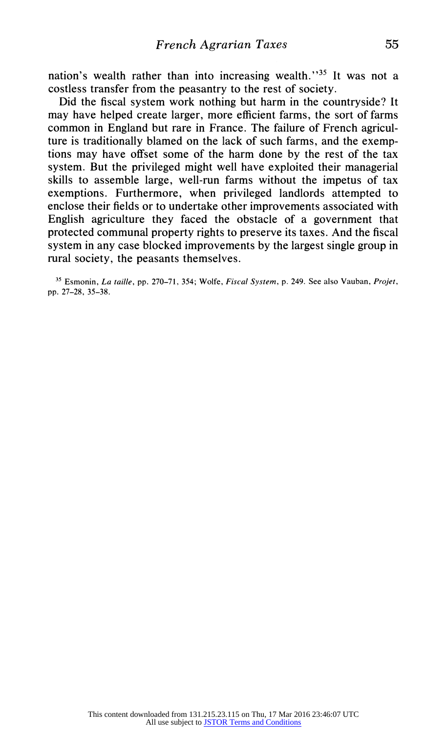nation's wealth rather than into increasing wealth."[35] It was not a costless transfer from the peasantry to the rest of society.

Did the fiscal system work nothing but harm in the countryside? It may have helped create larger, more efficient farms, the sort of farms common in England but rare in France. The failure of French agriculture is traditionally blamed on the lack of such farms, and the exemptions may have offset some of the harm done by the rest of the tax system. But the privileged might well have exploited their managerial skills to assemble large, well-run farms without the impetus of tax exemptions. Furthermore, when privileged landlords attempted to enclose their fields or to undertake other improvements associated with English agriculture they faced the obstacle of a government that protected communal property rights to preserve its taxes. And the fiscal system in any case blocked improvements by the largest single group in rural society, the peasants themselves.

[35] Esmonin, *La taille*, pp. 270–71, 354; Wolfe, *Fiscal System*, p. 249. See also Vauban, *Projet*, pp. 27–28, 35–38.